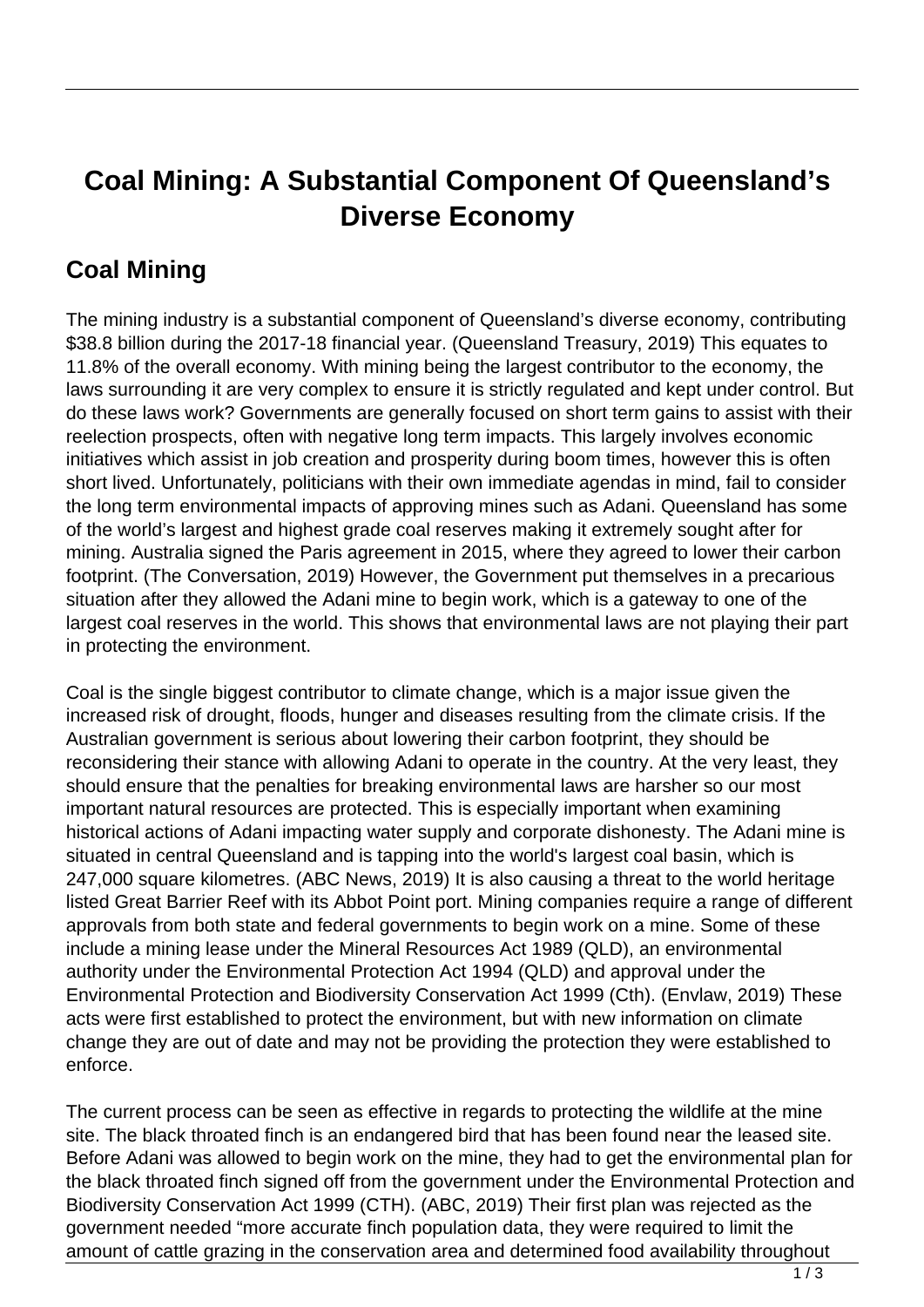# Coal Mining: A Substantial Component Of Queensland's Diverse Economy

## Coal Mining

The mining industry is a substantial component of Queensland's diverse economy, contributing $38.8 billion during the 2017-18 financial year. (Queensland Treasury, 2019) This equates to 11.8% of the overall economy. With mining being the largest contributor to the economy, the laws surrounding it are very complex to ensure it is strictly regulated and kept under control. But do these laws work? Governments are generally focused on short term gains to assist with their reelection prospects, often with negative long term impacts. This largely involves economic initiatives which assist in job creation and prosperity during boom times, however this is often short lived. Unfortunately, politicians with their own immediate agendas in mind, fail to consider the long term environmental impacts of approving mines such as Adani. Queensland has some of the world's largest and highest grade coal reserves making it extremely sought after for mining. Australia signed the Paris agreement in 2015, where they agreed to lower their carbon footprint. (The Conversation, 2019) However, the Government put themselves in a precarious situation after they allowed the Adani mine to begin work, which is a gateway to one of the largest coal reserves in the world. This shows that environmental laws are not playing their part in protecting the environment.

Coal is the single biggest contributor to climate change, which is a major issue given the increased risk of drought, floods, hunger and diseases resulting from the climate crisis. If the Australian government is serious about lowering their carbon footprint, they should be reconsidering their stance with allowing Adani to operate in the country. At the very least, they should ensure that the penalties for breaking environmental laws are harsher so our most important natural resources are protected. This is especially important when examining historical actions of Adani impacting water supply and corporate dishonesty. The Adani mine is situated in central Queensland and is tapping into the world's largest coal basin, which is 247,000 square kilometres. (ABC News, 2019) It is also causing a threat to the world heritage listed Great Barrier Reef with its Abbot Point port. Mining companies require a range of different approvals from both state and federal governments to begin work on a mine. Some of these include a mining lease under the Mineral Resources Act 1989 (QLD), an environmental authority under the Environmental Protection Act 1994 (QLD) and approval under the Environmental Protection and Biodiversity Conservation Act 1999 (Cth). (Envlaw, 2019) These acts were first established to protect the environment, but with new information on climate change they are out of date and may not be providing the protection they were established to enforce.

The current process can be seen as effective in regards to protecting the wildlife at the mine site. The black throated finch is an endangered bird that has been found near the leased site. Before Adani was allowed to begin work on the mine, they had to get the environmental plan for the black throated finch signed off from the government under the Environmental Protection and Biodiversity Conservation Act 1999 (CTH). (ABC, 2019) Their first plan was rejected as the government needed "more accurate finch population data, they were required to limit the amount of cattle grazing in the conservation area and determined food availability throughout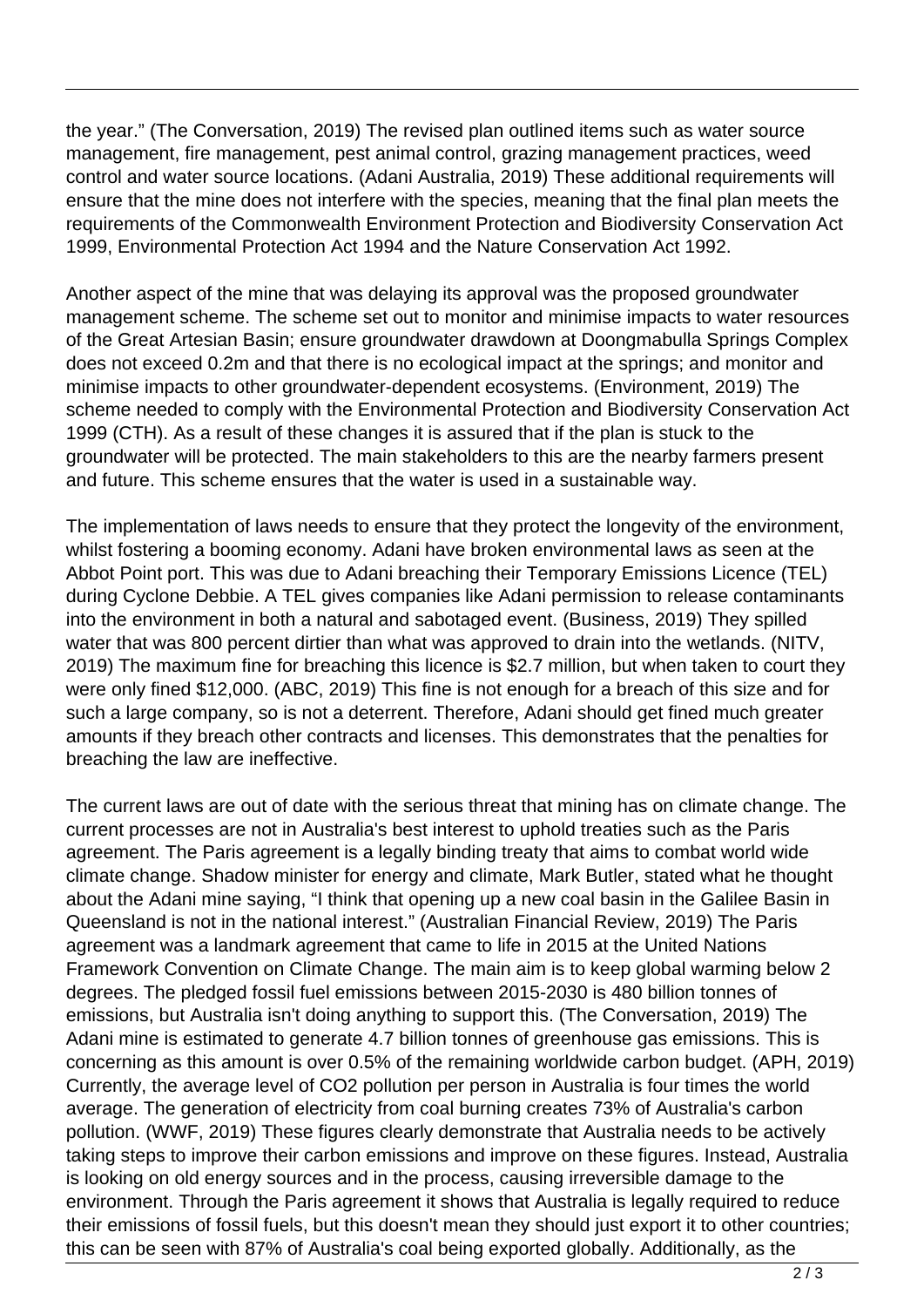the year." (The Conversation, 2019) The revised plan outlined items such as water source management, fire management, pest animal control, grazing management practices, weed control and water source locations. (Adani Australia, 2019) These additional requirements will ensure that the mine does not interfere with the species, meaning that the final plan meets the requirements of the Commonwealth Environment Protection and Biodiversity Conservation Act 1999, Environmental Protection Act 1994 and the Nature Conservation Act 1992.

Another aspect of the mine that was delaying its approval was the proposed groundwater management scheme. The scheme set out to monitor and minimise impacts to water resources of the Great Artesian Basin; ensure groundwater drawdown at Doongmabulla Springs Complex does not exceed 0.2m and that there is no ecological impact at the springs; and monitor and minimise impacts to other groundwater-dependent ecosystems. (Environment, 2019) The scheme needed to comply with the Environmental Protection and Biodiversity Conservation Act 1999 (CTH). As a result of these changes it is assured that if the plan is stuck to the groundwater will be protected. The main stakeholders to this are the nearby farmers present and future. This scheme ensures that the water is used in a sustainable way.

The implementation of laws needs to ensure that they protect the longevity of the environment, whilst fostering a booming economy. Adani have broken environmental laws as seen at the Abbot Point port. This was due to Adani breaching their Temporary Emissions Licence (TEL) during Cyclone Debbie. A TEL gives companies like Adani permission to release contaminants into the environment in both a natural and sabotaged event. (Business, 2019) They spilled water that was 800 percent dirtier than what was approved to drain into the wetlands. (NITV, 2019) The maximum fine for breaching this licence is $2.7 million, but when taken to court they were only fined $12,000. (ABC, 2019) This fine is not enough for a breach of this size and for such a large company, so is not a deterrent. Therefore, Adani should get fined much greater amounts if they breach other contracts and licenses. This demonstrates that the penalties for breaching the law are ineffective.

The current laws are out of date with the serious threat that mining has on climate change. The current processes are not in Australia's best interest to uphold treaties such as the Paris agreement. The Paris agreement is a legally binding treaty that aims to combat world wide climate change. Shadow minister for energy and climate, Mark Butler, stated what he thought about the Adani mine saying, "I think that opening up a new coal basin in the Galilee Basin in Queensland is not in the national interest." (Australian Financial Review, 2019) The Paris agreement was a landmark agreement that came to life in 2015 at the United Nations Framework Convention on Climate Change. The main aim is to keep global warming below 2 degrees. The pledged fossil fuel emissions between 2015-2030 is 480 billion tonnes of emissions, but Australia isn't doing anything to support this. (The Conversation, 2019) The Adani mine is estimated to generate 4.7 billion tonnes of greenhouse gas emissions. This is concerning as this amount is over 0.5% of the remaining worldwide carbon budget. (APH, 2019) Currently, the average level of $CO_2$ pollution per person in Australia is four times the world average. The generation of electricity from coal burning creates 73% of Australia's carbon pollution. (WWF, 2019) These figures clearly demonstrate that Australia needs to be actively taking steps to improve their carbon emissions and improve on these figures. Instead, Australia is looking on old energy sources and in the process, causing irreversible damage to the environment. Through the Paris agreement it shows that Australia is legally required to reduce their emissions of fossil fuels, but this doesn't mean they should just export it to other countries; this can be seen with 87% of Australia's coal being exported globally. Additionally, as the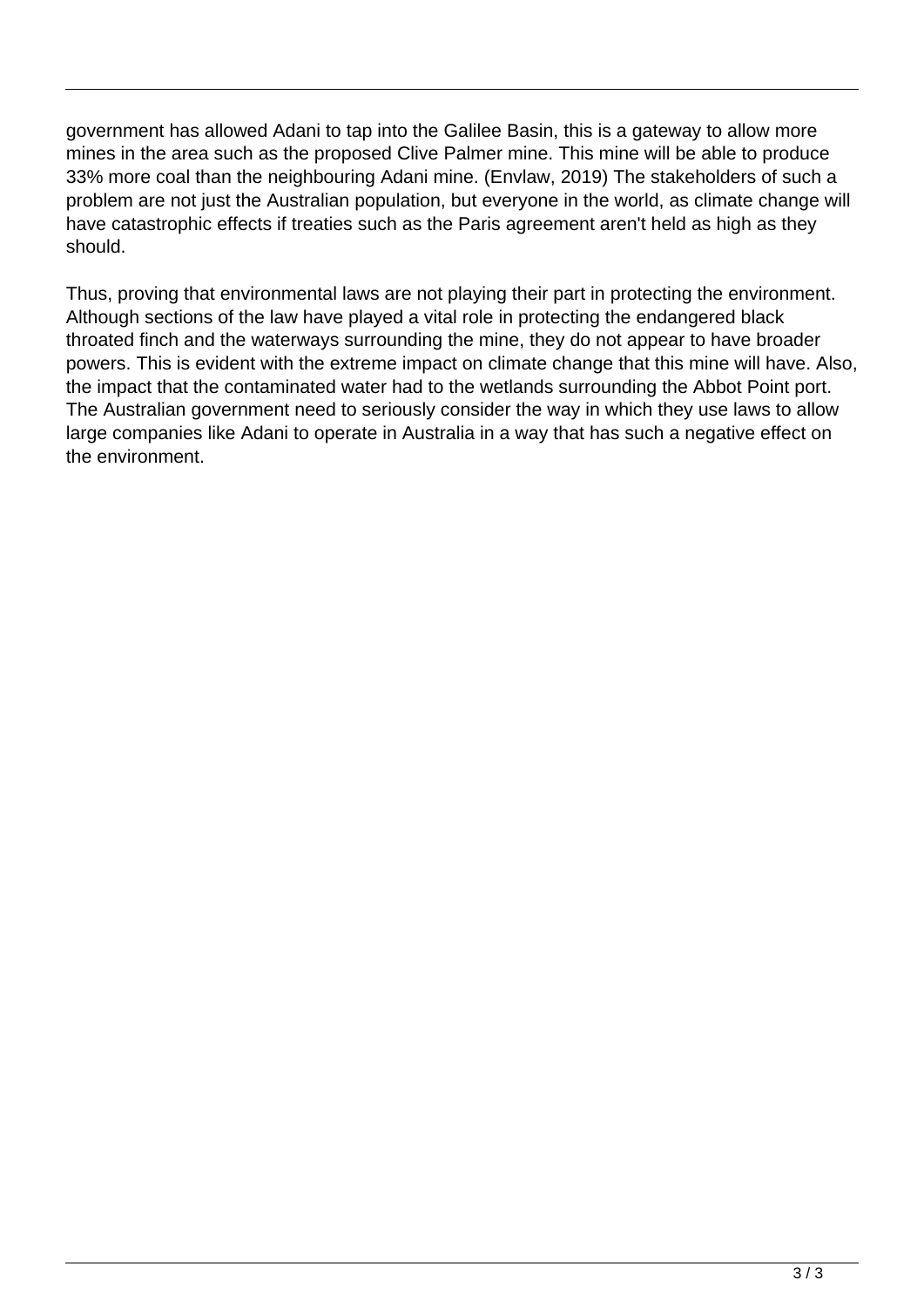government has allowed Adani to tap into the Galilee Basin, this is a gateway to allow more mines in the area such as the proposed Clive Palmer mine. This mine will be able to produce 33% more coal than the neighbouring Adani mine. (Envlaw, 2019) The stakeholders of such a problem are not just the Australian population, but everyone in the world, as climate change will have catastrophic effects if treaties such as the Paris agreement aren't held as high as they should.

Thus, proving that environmental laws are not playing their part in protecting the environment. Although sections of the law have played a vital role in protecting the endangered black throated finch and the waterways surrounding the mine, they do not appear to have broader powers. This is evident with the extreme impact on climate change that this mine will have. Also, the impact that the contaminated water had to the wetlands surrounding the Abbot Point port. The Australian government need to seriously consider the way in which they use laws to allow large companies like Adani to operate in Australia in a way that has such a negative effect on the environment.